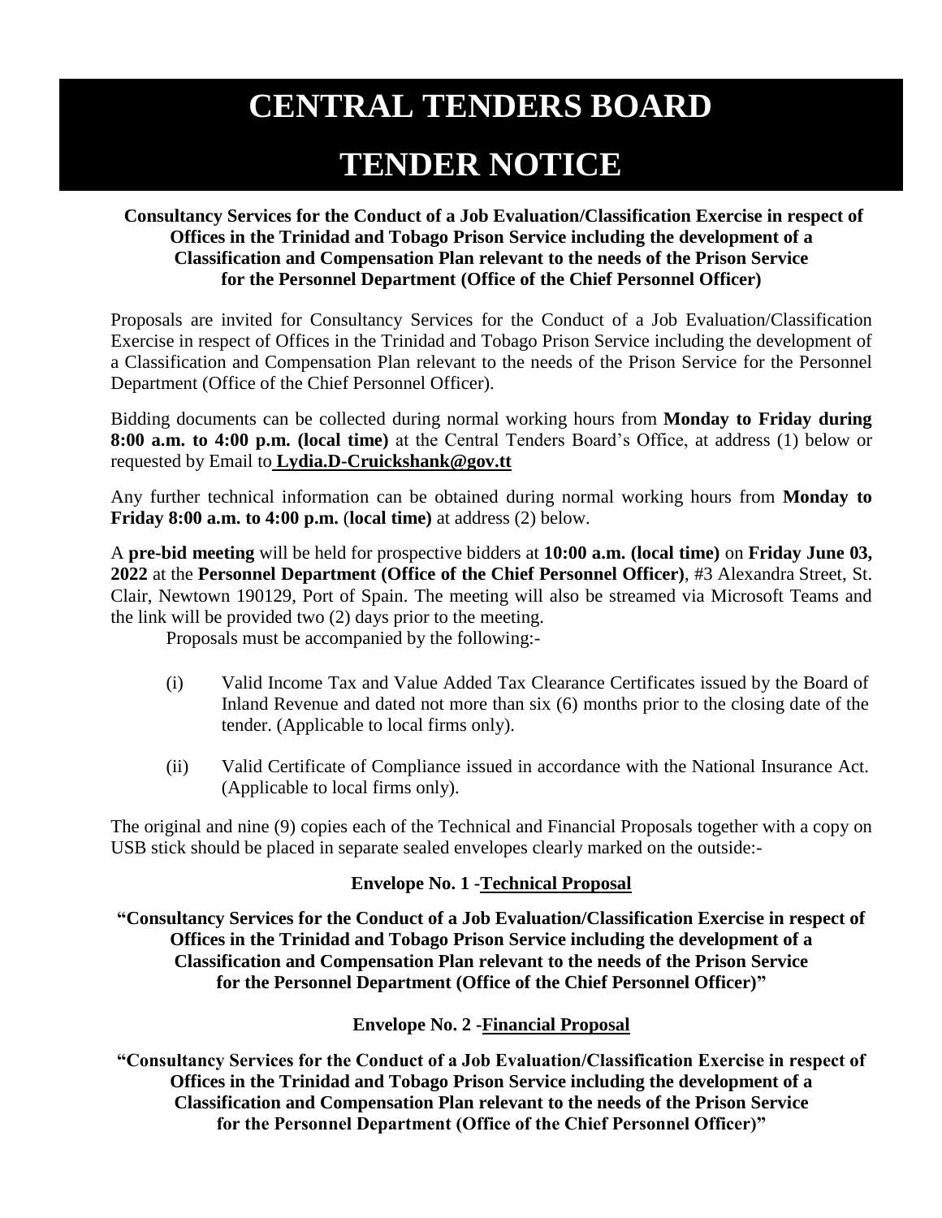# CENTRAL TENDERS BOARD

# TENDER NOTICE

**Consultancy Services for the Conduct of a Job Evaluation/Classification Exercise in respect of Offices in the Trinidad and Tobago Prison Service including the development of a Classification and Compensation Plan relevant to the needs of the Prison Service for the Personnel Department (Office of the Chief Personnel Officer)**

Proposals are invited for Consultancy Services for the Conduct of a Job Evaluation/Classification Exercise in respect of Offices in the Trinidad and Tobago Prison Service including the development of a Classification and Compensation Plan relevant to the needs of the Prison Service for the Personnel Department (Office of the Chief Personnel Officer).

Bidding documents can be collected during normal working hours from **Monday to Friday during 8:00 a.m. to 4:00 p.m. (local time)** at the Central Tenders Board's Office, at address (1) below or requested by Email to **Lydia.D-Cruickshank@gov.tt**

Any further technical information can be obtained during normal working hours from **Monday to Friday 8:00 a.m. to 4:00 p.m.** (**local time)** at address (2) below.

A **pre-bid meeting** will be held for prospective bidders at **10:00 a.m. (local time)** on **Friday June 03, 2022** at the **Personnel Department (Office of the Chief Personnel Officer)**, #3 Alexandra Street, St. Clair, Newtown 190129, Port of Spain. The meeting will also be streamed via Microsoft Teams and the link will be provided two (2) days prior to the meeting.

Proposals must be accompanied by the following:-

(i) Valid Income Tax and Value Added Tax Clearance Certificates issued by the Board of Inland Revenue and dated not more than six (6) months prior to the closing date of the tender. (Applicable to local firms only).

(ii) Valid Certificate of Compliance issued in accordance with the National Insurance Act. (Applicable to local firms only).

The original and nine (9) copies each of the Technical and Financial Proposals together with a copy on USB stick should be placed in separate sealed envelopes clearly marked on the outside:-

**Envelope No. 1 -Technical Proposal**

**"Consultancy Services for the Conduct of a Job Evaluation/Classification Exercise in respect of Offices in the Trinidad and Tobago Prison Service including the development of a Classification and Compensation Plan relevant to the needs of the Prison Service for the Personnel Department (Office of the Chief Personnel Officer)"**

**Envelope No. 2 -Financial Proposal**

**"Consultancy Services for the Conduct of a Job Evaluation/Classification Exercise in respect of Offices in the Trinidad and Tobago Prison Service including the development of a Classification and Compensation Plan relevant to the needs of the Prison Service for the Personnel Department (Office of the Chief Personnel Officer)"**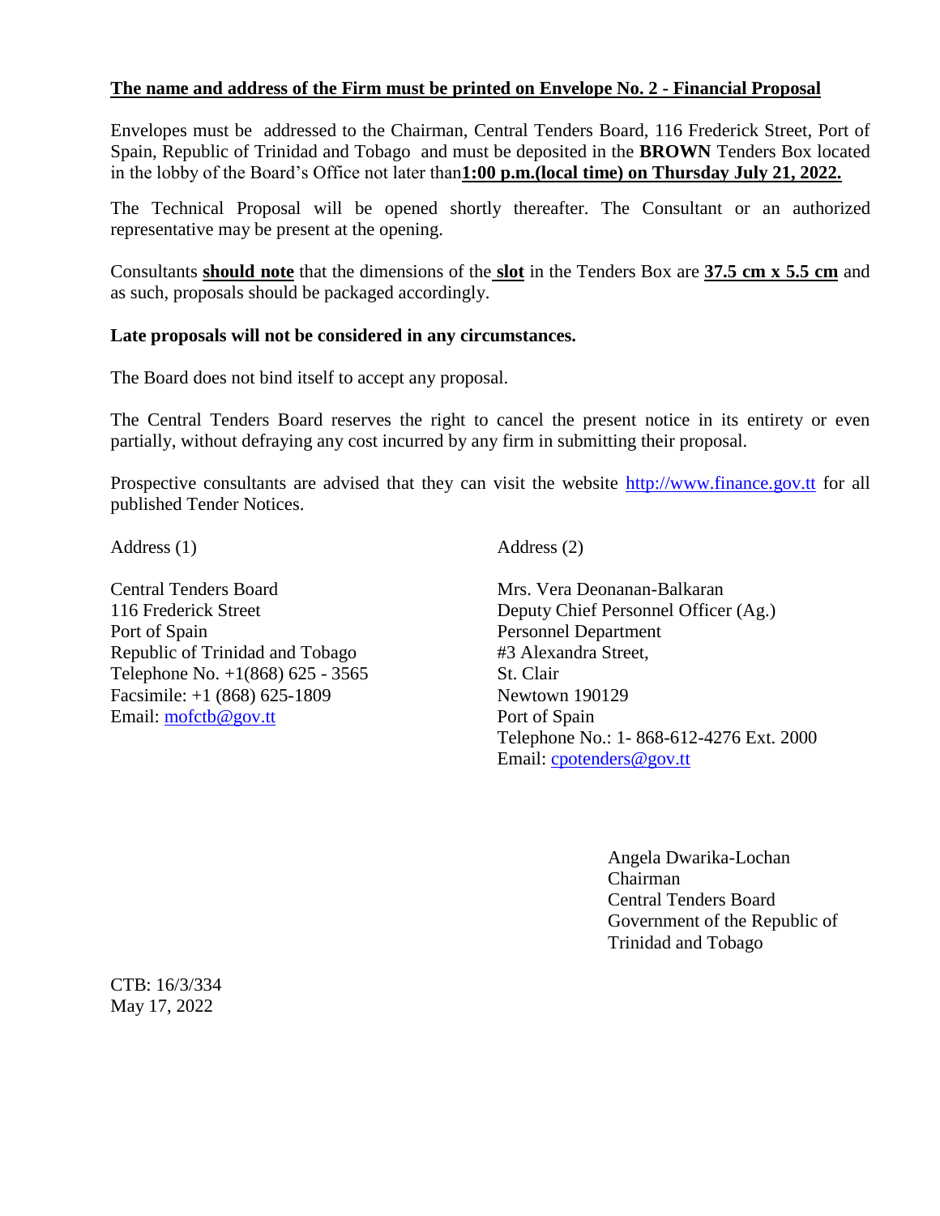**<u>The name and address of the Firm must be printed on Envelope No. 2 - Financial Proposal</u>**

Envelopes must be addressed to the Chairman, Central Tenders Board, 116 Frederick Street, Port of Spain, Republic of Trinidad and Tobago and must be deposited in the **BROWN** Tenders Box located in the lobby of the Board's Office not later than **<u>1:00 p.m.(local time) on Thursday July 21, 2022.</u>**

The Technical Proposal will be opened shortly thereafter. The Consultant or an authorized representative may be present at the opening.

Consultants **<u>should note</u>** that the dimensions of the **<u>slot</u>** in the Tenders Box are **<u>37.5 cm x 5.5 cm</u>** and as such, proposals should be packaged accordingly.

**Late proposals will not be considered in any circumstances.**

The Board does not bind itself to accept any proposal.

The Central Tenders Board reserves the right to cancel the present notice in its entirety or even partially, without defraying any cost incurred by any firm in submitting their proposal.

Prospective consultants are advised that they can visit the website http://www.finance.gov.tt for all published Tender Notices.

Address (1)

Central Tenders Board
116 Frederick Street
Port of Spain
Republic of Trinidad and Tobago
Telephone No. +1(868) 625 - 3565
Facsimile: +1 (868) 625-1809
Email: mofctb@gov.tt

Address (2)

Mrs. Vera Deonanan-Balkaran
Deputy Chief Personnel Officer (Ag.)
Personnel Department
#3 Alexandra Street,
St. Clair
Newtown 190129
Port of Spain
Telephone No.: 1- 868-612-4276 Ext. 2000
Email: cpotenders@gov.tt

Angela Dwarika-Lochan
Chairman
Central Tenders Board
Government of the Republic of
Trinidad and Tobago

CTB: 16/3/334
May 17, 2022